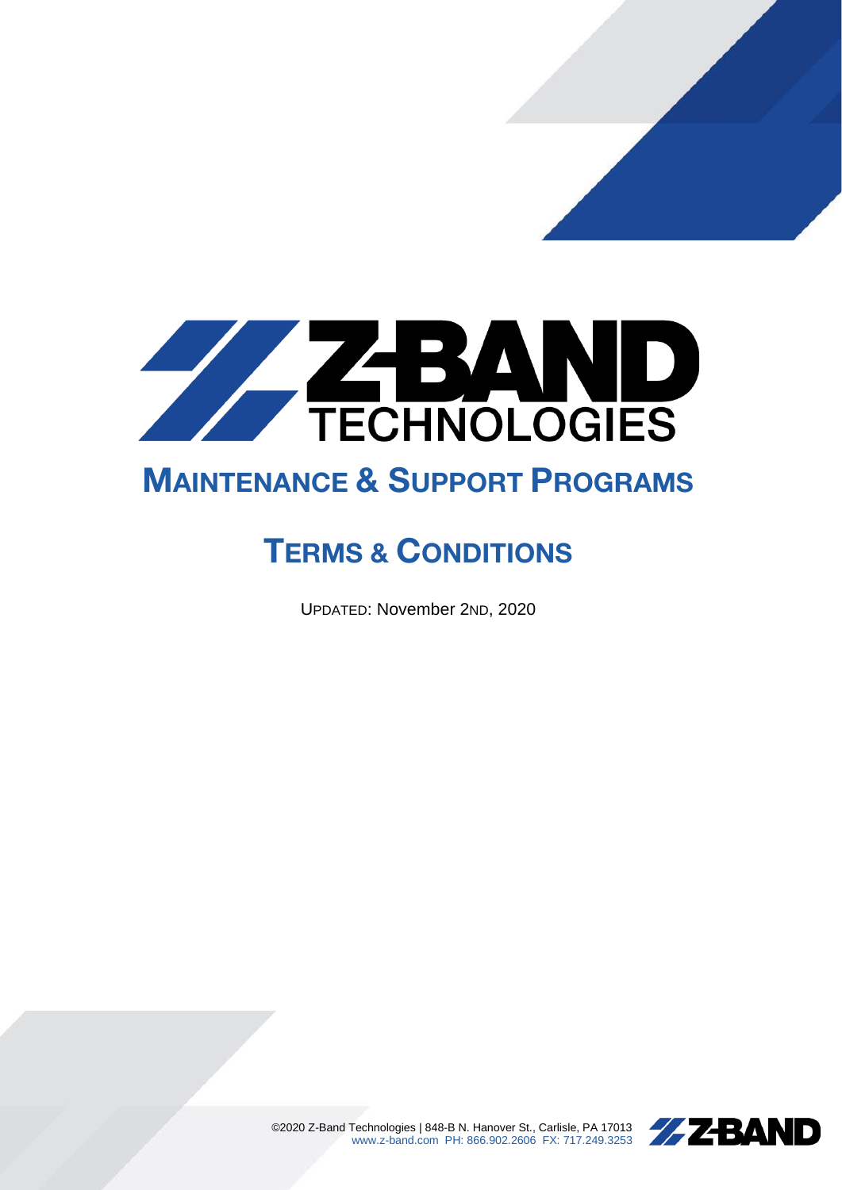# Z-BAND TECHNOLOGIES

## MAINTENANCE & SUPPORT PROGRAMS

## TERMS & CONDITIONS

UPDATED: November 2ND, 2020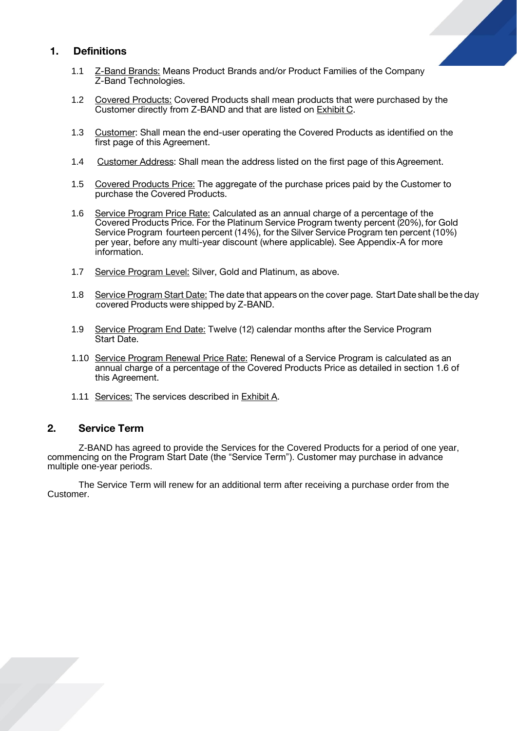## 1. Definitions

1.1 Z-Band Brands: Means Product Brands and/or Product Families of the Company Z-Band Technologies.

1.2 Covered Products: Covered Products shall mean products that were purchased by the Customer directly from Z-BAND and that are listed on Exhibit C.

1.3 Customer: Shall mean the end-user operating the Covered Products as identified on the first page of this Agreement.

1.4 Customer Address: Shall mean the address listed on the first page of this Agreement.

1.5 Covered Products Price: The aggregate of the purchase prices paid by the Customer to purchase the Covered Products.

1.6 Service Program Price Rate: Calculated as an annual charge of a percentage of the Covered Products Price. For the Platinum Service Program twenty percent (20%), for Gold Service Program fourteen percent (14%), for the Silver Service Program ten percent (10%) per year, before any multi-year discount (where applicable). See Appendix-A for more information.

1.7 Service Program Level: Silver, Gold and Platinum, as above.

1.8 Service Program Start Date: The date that appears on the cover page. Start Date shall be the day covered Products were shipped by Z-BAND.

1.9 Service Program End Date: Twelve (12) calendar months after the Service Program Start Date.

1.10 Service Program Renewal Price Rate: Renewal of a Service Program is calculated as an annual charge of a percentage of the Covered Products Price as detailed in section 1.6 of this Agreement.

1.11 Services: The services described in Exhibit A.

## 2. Service Term

Z-BAND has agreed to provide the Services for the Covered Products for a period of one year, commencing on the Program Start Date (the "Service Term"). Customer may purchase in advance multiple one-year periods.

The Service Term will renew for an additional term after receiving a purchase order from the Customer.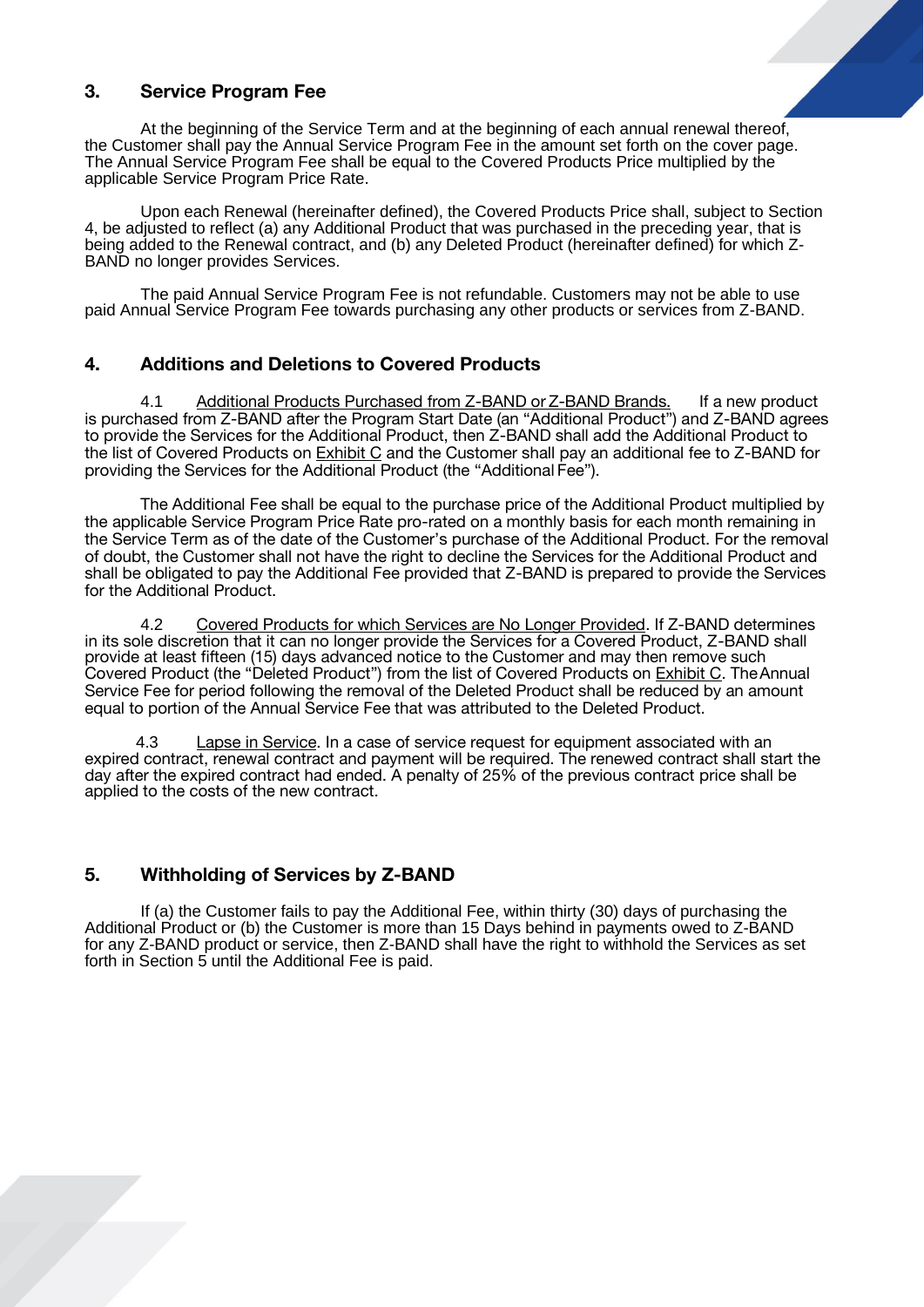## 3. Service Program Fee

At the beginning of the Service Term and at the beginning of each annual renewal thereof, the Customer shall pay the Annual Service Program Fee in the amount set forth on the cover page. The Annual Service Program Fee shall be equal to the Covered Products Price multiplied by the applicable Service Program Price Rate.

Upon each Renewal (hereinafter defined), the Covered Products Price shall, subject to Section 4, be adjusted to reflect (a) any Additional Product that was purchased in the preceding year, that is being added to the Renewal contract, and (b) any Deleted Product (hereinafter defined) for which Z-BAND no longer provides Services.

The paid Annual Service Program Fee is not refundable. Customers may not be able to use paid Annual Service Program Fee towards purchasing any other products or services from Z-BAND.

## 4. Additions and Deletions to Covered Products

4.1 Additional Products Purchased from Z-BAND or Z-BAND Brands. If a new product is purchased from Z-BAND after the Program Start Date (an "Additional Product") and Z-BAND agrees to provide the Services for the Additional Product, then Z-BAND shall add the Additional Product to the list of Covered Products on Exhibit C and the Customer shall pay an additional fee to Z-BAND for providing the Services for the Additional Product (the "Additional Fee").

The Additional Fee shall be equal to the purchase price of the Additional Product multiplied by the applicable Service Program Price Rate pro-rated on a monthly basis for each month remaining in the Service Term as of the date of the Customer's purchase of the Additional Product. For the removal of doubt, the Customer shall not have the right to decline the Services for the Additional Product and shall be obligated to pay the Additional Fee provided that Z-BAND is prepared to provide the Services for the Additional Product.

4.2 Covered Products for which Services are No Longer Provided. If Z-BAND determines in its sole discretion that it can no longer provide the Services for a Covered Product, Z-BAND shall provide at least fifteen (15) days advanced notice to the Customer and may then remove such Covered Product (the "Deleted Product") from the list of Covered Products on Exhibit C. The Annual Service Fee for period following the removal of the Deleted Product shall be reduced by an amount equal to portion of the Annual Service Fee that was attributed to the Deleted Product.

4.3 Lapse in Service. In a case of service request for equipment associated with an expired contract, renewal contract and payment will be required. The renewed contract shall start the day after the expired contract had ended. A penalty of 25% of the previous contract price shall be applied to the costs of the new contract.

## 5. Withholding of Services by Z-BAND

If (a) the Customer fails to pay the Additional Fee, within thirty (30) days of purchasing the Additional Product or (b) the Customer is more than 15 Days behind in payments owed to Z-BAND for any Z-BAND product or service, then Z-BAND shall have the right to withhold the Services as set forth in Section 5 until the Additional Fee is paid.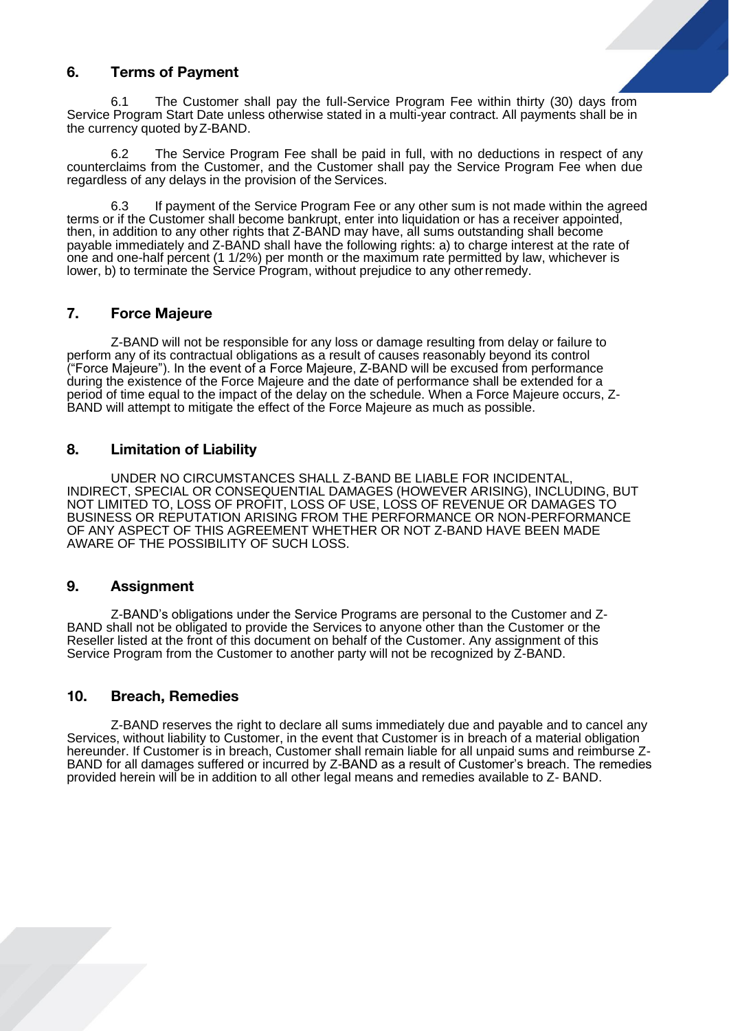## 6. Terms of Payment

6.1 The Customer shall pay the full-Service Program Fee within thirty (30) days from Service Program Start Date unless otherwise stated in a multi-year contract. All payments shall be in the currency quoted by Z-BAND.

6.2 The Service Program Fee shall be paid in full, with no deductions in respect of any counterclaims from the Customer, and the Customer shall pay the Service Program Fee when due regardless of any delays in the provision of the Services.

6.3 If payment of the Service Program Fee or any other sum is not made within the agreed terms or if the Customer shall become bankrupt, enter into liquidation or has a receiver appointed, then, in addition to any other rights that Z-BAND may have, all sums outstanding shall become payable immediately and Z-BAND shall have the following rights: a) to charge interest at the rate of one and one-half percent (1 1/2%) per month or the maximum rate permitted by law, whichever is lower, b) to terminate the Service Program, without prejudice to any other remedy.

## 7. Force Majeure

Z-BAND will not be responsible for any loss or damage resulting from delay or failure to perform any of its contractual obligations as a result of causes reasonably beyond its control ("Force Majeure"). In the event of a Force Majeure, Z-BAND will be excused from performance during the existence of the Force Majeure and the date of performance shall be extended for a period of time equal to the impact of the delay on the schedule. When a Force Majeure occurs, Z-BAND will attempt to mitigate the effect of the Force Majeure as much as possible.

## 8. Limitation of Liability

UNDER NO CIRCUMSTANCES SHALL Z-BAND BE LIABLE FOR INCIDENTAL, INDIRECT, SPECIAL OR CONSEQUENTIAL DAMAGES (HOWEVER ARISING), INCLUDING, BUT NOT LIMITED TO, LOSS OF PROFIT, LOSS OF USE, LOSS OF REVENUE OR DAMAGES TO BUSINESS OR REPUTATION ARISING FROM THE PERFORMANCE OR NON-PERFORMANCE OF ANY ASPECT OF THIS AGREEMENT WHETHER OR NOT Z-BAND HAVE BEEN MADE AWARE OF THE POSSIBILITY OF SUCH LOSS.

## 9. Assignment

Z-BAND's obligations under the Service Programs are personal to the Customer and Z-BAND shall not be obligated to provide the Services to anyone other than the Customer or the Reseller listed at the front of this document on behalf of the Customer. Any assignment of this Service Program from the Customer to another party will not be recognized by Z-BAND.

## 10. Breach, Remedies

Z-BAND reserves the right to declare all sums immediately due and payable and to cancel any Services, without liability to Customer, in the event that Customer is in breach of a material obligation hereunder. If Customer is in breach, Customer shall remain liable for all unpaid sums and reimburse Z-BAND for all damages suffered or incurred by Z-BAND as a result of Customer's breach. The remedies provided herein will be in addition to all other legal means and remedies available to Z- BAND.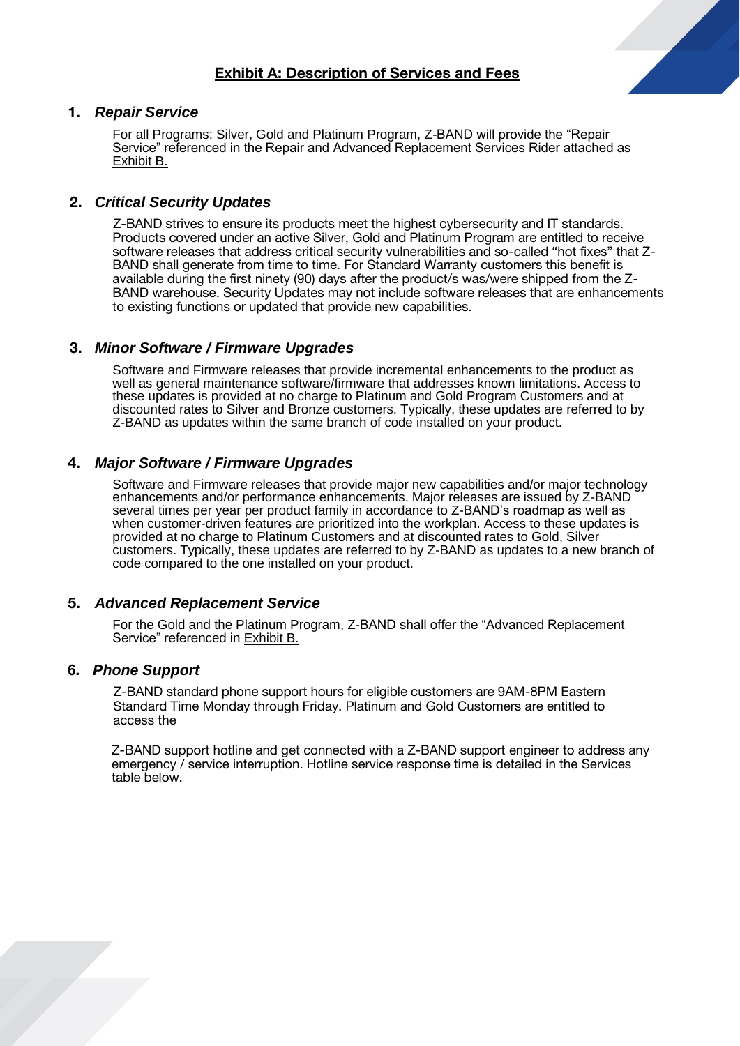## Exhibit A: Description of Services and Fees

### 1. *Repair Service*

For all Programs: Silver, Gold and Platinum Program, Z-BAND will provide the "Repair Service" referenced in the Repair and Advanced Replacement Services Rider attached as Exhibit B.

### 2. *Critical Security Updates*

Z-BAND strives to ensure its products meet the highest cybersecurity and IT standards. Products covered under an active Silver, Gold and Platinum Program are entitled to receive software releases that address critical security vulnerabilities and so-called "hot fixes" that Z-BAND shall generate from time to time. For Standard Warranty customers this benefit is available during the first ninety (90) days after the product/s was/were shipped from the Z-BAND warehouse. Security Updates may not include software releases that are enhancements to existing functions or updated that provide new capabilities.

### 3. *Minor Software / Firmware Upgrades*

Software and Firmware releases that provide incremental enhancements to the product as well as general maintenance software/firmware that addresses known limitations. Access to these updates is provided at no charge to Platinum and Gold Program Customers and at discounted rates to Silver and Bronze customers. Typically, these updates are referred to by Z-BAND as updates within the same branch of code installed on your product.

### 4. *Major Software / Firmware Upgrades*

Software and Firmware releases that provide major new capabilities and/or major technology enhancements and/or performance enhancements. Major releases are issued by Z-BAND several times per year per product family in accordance to Z-BAND's roadmap as well as when customer-driven features are prioritized into the workplan. Access to these updates is provided at no charge to Platinum Customers and at discounted rates to Gold, Silver customers. Typically, these updates are referred to by Z-BAND as updates to a new branch of code compared to the one installed on your product.

### 5. *Advanced Replacement Service*

For the Gold and the Platinum Program, Z-BAND shall offer the "Advanced Replacement Service" referenced in Exhibit B.

### 6. *Phone Support*

Z-BAND standard phone support hours for eligible customers are 9AM-8PM Eastern Standard Time Monday through Friday. Platinum and Gold Customers are entitled to access the

Z-BAND support hotline and get connected with a Z-BAND support engineer to address any emergency / service interruption. Hotline service response time is detailed in the Services table below.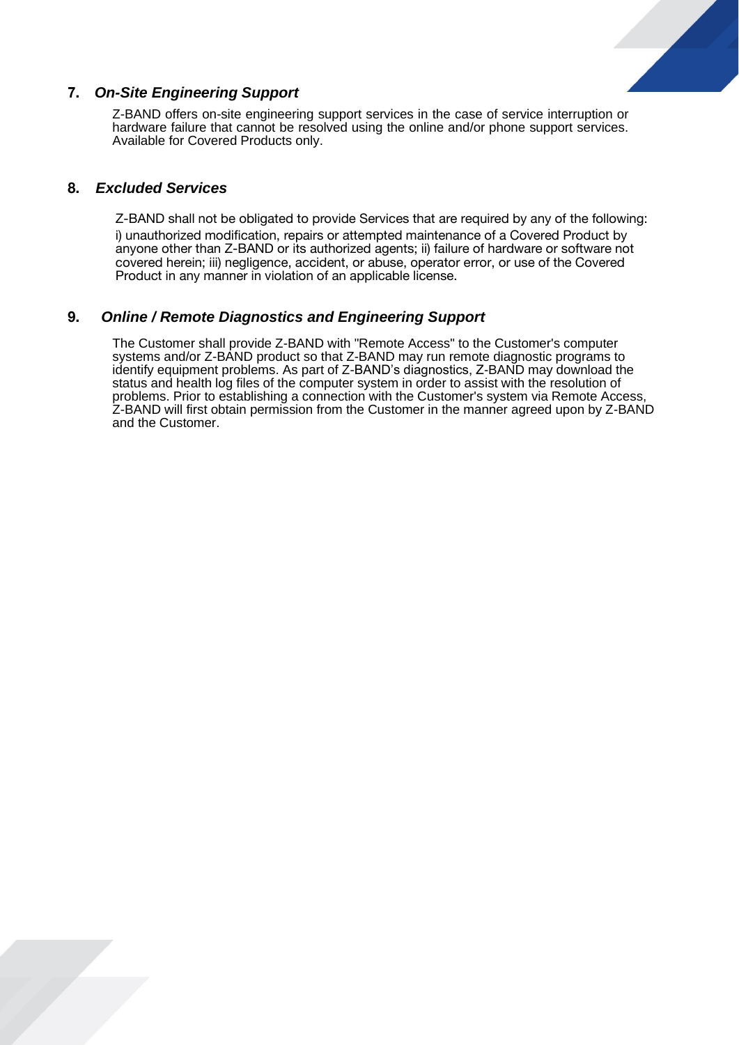## 7. *On-Site Engineering Support*

Z-BAND offers on-site engineering support services in the case of service interruption or hardware failure that cannot be resolved using the online and/or phone support services. Available for Covered Products only.

## 8. *Excluded Services*

Z-BAND shall not be obligated to provide Services that are required by any of the following: i) unauthorized modification, repairs or attempted maintenance of a Covered Product by anyone other than Z-BAND or its authorized agents; ii) failure of hardware or software not covered herein; iii) negligence, accident, or abuse, operator error, or use of the Covered Product in any manner in violation of an applicable license.

## 9. *Online / Remote Diagnostics and Engineering Support*

The Customer shall provide Z-BAND with "Remote Access" to the Customer's computer systems and/or Z-BAND product so that Z-BAND may run remote diagnostic programs to identify equipment problems. As part of Z-BAND's diagnostics, Z-BAND may download the status and health log files of the computer system in order to assist with the resolution of problems. Prior to establishing a connection with the Customer's system via Remote Access, Z-BAND will first obtain permission from the Customer in the manner agreed upon by Z-BAND and the Customer.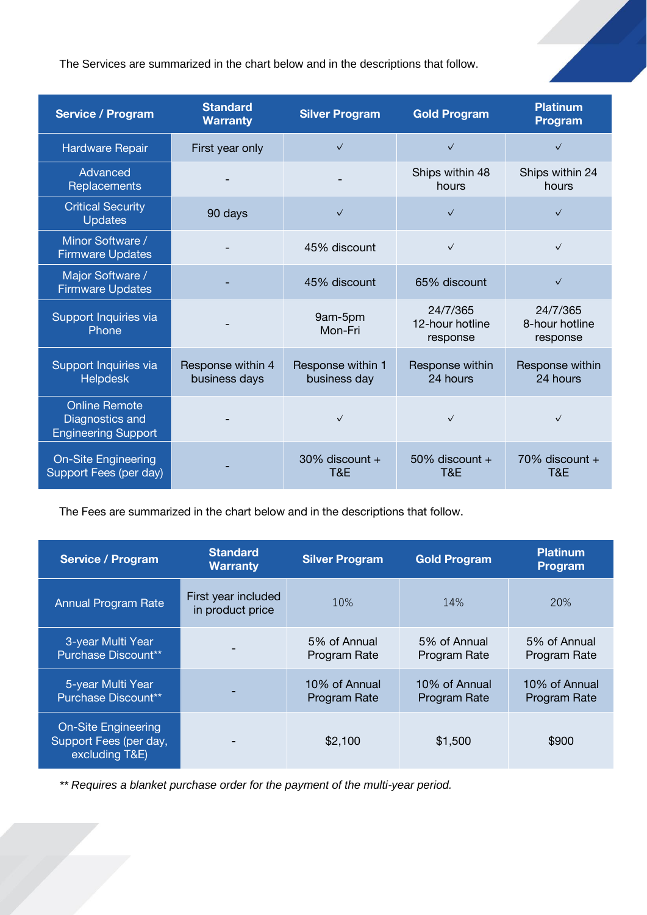The Services are summarized in the chart below and in the descriptions that follow.

| Service / Program | Standard Warranty | Silver Program | Gold Program | Platinum Program |
|---|---|---|---|---|
| Hardware Repair | First year only | ✓ | ✓ | ✓ |
| Advanced Replacements | - | - | Ships within 48 hours | Ships within 24 hours |
| Critical Security Updates | 90 days | ✓ | ✓ | ✓ |
| Minor Software / Firmware Updates | - | 45% discount | ✓ | ✓ |
| Major Software / Firmware Updates | - | 45% discount | 65% discount | ✓ |
| Support Inquiries via Phone | - | 9am-5pm Mon-Fri | 24/7/365 12-hour hotline response | 24/7/365 8-hour hotline response |
| Support Inquiries via Helpdesk | Response within 4 business days | Response within 1 business day | Response within 24 hours | Response within 24 hours |
| Online Remote Diagnostics and Engineering Support | - | ✓ | ✓ | ✓ |
| On-Site Engineering Support Fees (per day) | - | 30% discount + T&E | 50% discount + T&E | 70% discount + T&E |

The Fees are summarized in the chart below and in the descriptions that follow.

| Service / Program | Standard Warranty | Silver Program | Gold Program | Platinum Program |
|---|---|---|---|---|
| Annual Program Rate | First year included in product price | 10% | 14% | 20% |
| 3-year Multi Year Purchase Discount** | - | 5% of Annual Program Rate | 5% of Annual Program Rate | 5% of Annual Program Rate |
| 5-year Multi Year Purchase Discount** | - | 10% of Annual Program Rate | 10% of Annual Program Rate | 10% of Annual Program Rate |
| On-Site Engineering Support Fees (per day, excluding T&E) | - | $2,100 | $1,500 | $900 |

*** Requires a blanket purchase order for the payment of the multi-year period.*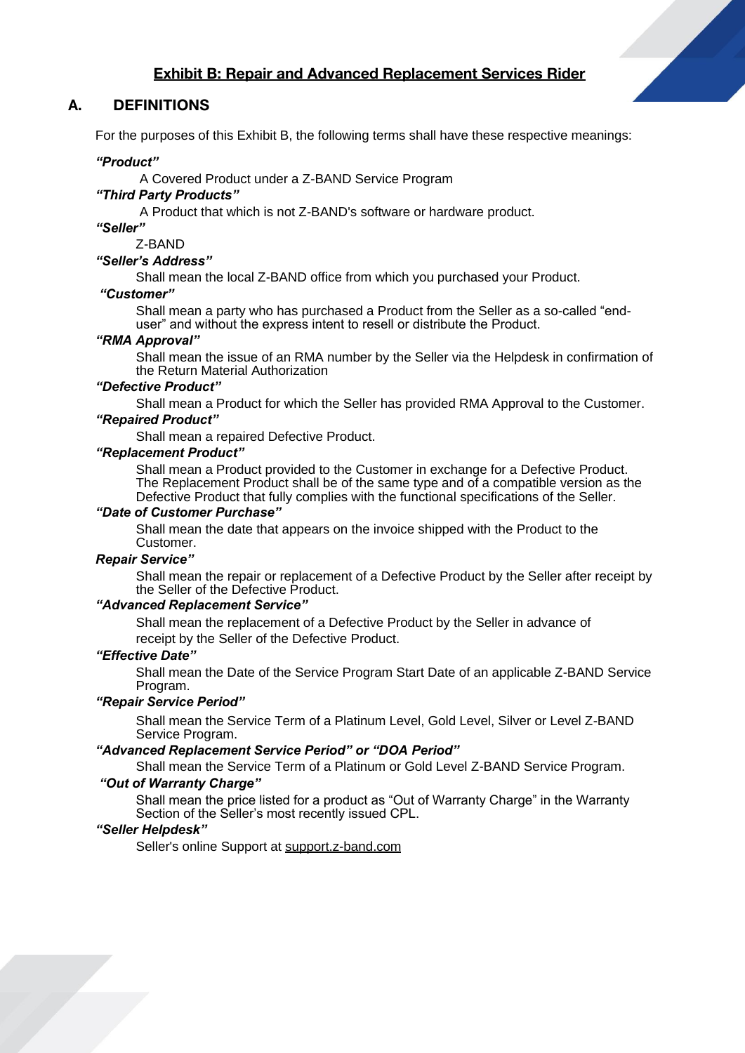## Exhibit B: Repair and Advanced Replacement Services Rider

### A. DEFINITIONS

For the purposes of this Exhibit B, the following terms shall have these respective meanings:

***"Product"***

A Covered Product under a Z-BAND Service Program

***"Third Party Products"***

A Product that which is not Z-BAND's software or hardware product.

***"Seller"***

Z-BAND

***"Seller's Address"***

Shall mean the local Z-BAND office from which you purchased your Product.

***"Customer"***

Shall mean a party who has purchased a Product from the Seller as a so-called "end-user" and without the express intent to resell or distribute the Product.

***"RMA Approval"***

Shall mean the issue of an RMA number by the Seller via the Helpdesk in confirmation of the Return Material Authorization

***"Defective Product"***

Shall mean a Product for which the Seller has provided RMA Approval to the Customer.

***"Repaired Product"***

Shall mean a repaired Defective Product.

***"Replacement Product"***

Shall mean a Product provided to the Customer in exchange for a Defective Product. The Replacement Product shall be of the same type and of a compatible version as the Defective Product that fully complies with the functional specifications of the Seller.

***"Date of Customer Purchase"***

Shall mean the date that appears on the invoice shipped with the Product to the Customer.

***Repair Service"***

Shall mean the repair or replacement of a Defective Product by the Seller after receipt by the Seller of the Defective Product.

***"Advanced Replacement Service"***

Shall mean the replacement of a Defective Product by the Seller in advance of receipt by the Seller of the Defective Product.

***"Effective Date"***

Shall mean the Date of the Service Program Start Date of an applicable Z-BAND Service Program.

***"Repair Service Period"***

Shall mean the Service Term of a Platinum Level, Gold Level, Silver or Level Z-BAND Service Program.

***"Advanced Replacement Service Period" or "DOA Period"***

Shall mean the Service Term of a Platinum or Gold Level Z-BAND Service Program.

***"Out of Warranty Charge"***

Shall mean the price listed for a product as "Out of Warranty Charge" in the Warranty Section of the Seller's most recently issued CPL.

***"Seller Helpdesk"***

Seller's online Support at support.z-band.com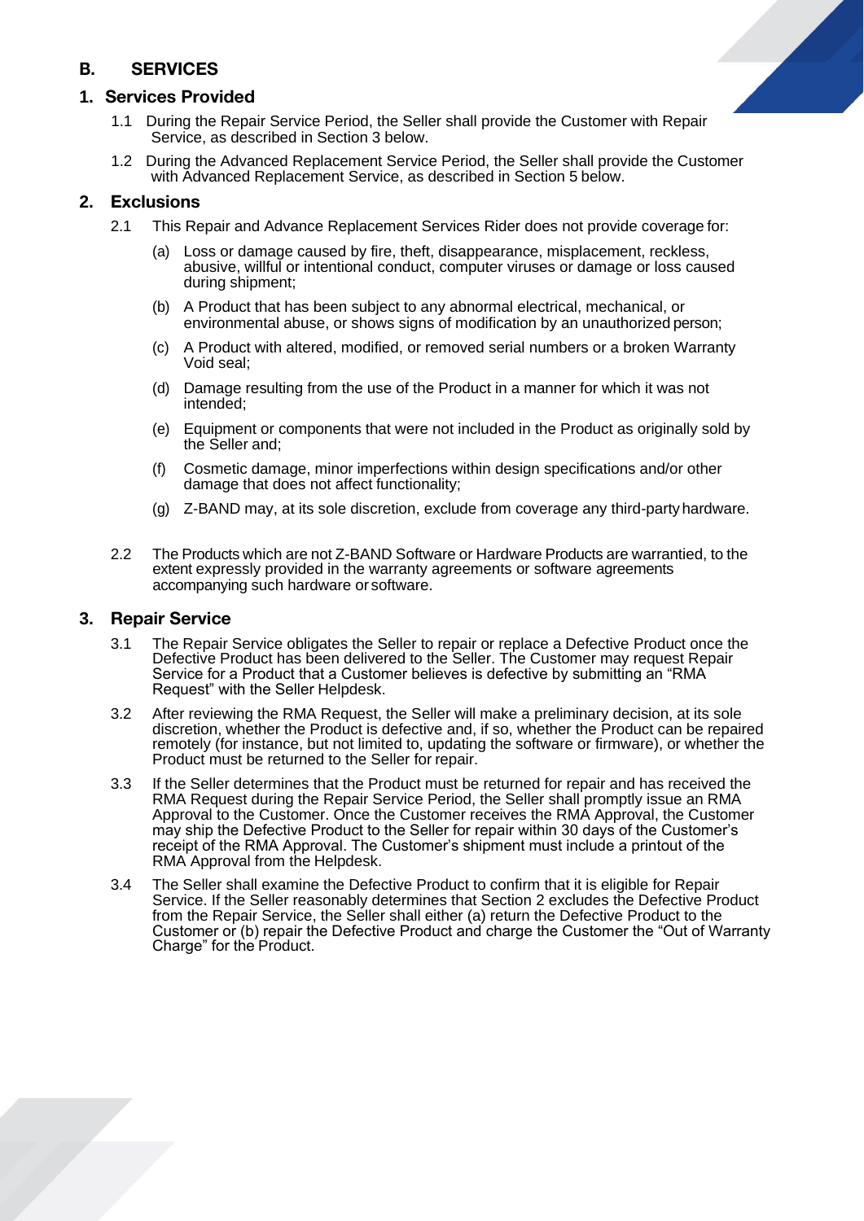# B. SERVICES

## 1. Services Provided

1.1 During the Repair Service Period, the Seller shall provide the Customer with Repair Service, as described in Section 3 below.

1.2 During the Advanced Replacement Service Period, the Seller shall provide the Customer with Advanced Replacement Service, as described in Section 5 below.

## 2. Exclusions

2.1 This Repair and Advance Replacement Services Rider does not provide coverage for:

(a) Loss or damage caused by fire, theft, disappearance, misplacement, reckless, abusive, willful or intentional conduct, computer viruses or damage or loss caused during shipment;

(b) A Product that has been subject to any abnormal electrical, mechanical, or environmental abuse, or shows signs of modification by an unauthorized person;

(c) A Product with altered, modified, or removed serial numbers or a broken Warranty Void seal;

(d) Damage resulting from the use of the Product in a manner for which it was not intended;

(e) Equipment or components that were not included in the Product as originally sold by the Seller and;

(f) Cosmetic damage, minor imperfections within design specifications and/or other damage that does not affect functionality;

(g) Z-BAND may, at its sole discretion, exclude from coverage any third-party hardware.

2.2 The Products which are not Z-BAND Software or Hardware Products are warrantied, to the extent expressly provided in the warranty agreements or software agreements accompanying such hardware or software.

## 3. Repair Service

3.1 The Repair Service obligates the Seller to repair or replace a Defective Product once the Defective Product has been delivered to the Seller. The Customer may request Repair Service for a Product that a Customer believes is defective by submitting an "RMA Request" with the Seller Helpdesk.

3.2 After reviewing the RMA Request, the Seller will make a preliminary decision, at its sole discretion, whether the Product is defective and, if so, whether the Product can be repaired remotely (for instance, but not limited to, updating the software or firmware), or whether the Product must be returned to the Seller for repair.

3.3 If the Seller determines that the Product must be returned for repair and has received the RMA Request during the Repair Service Period, the Seller shall promptly issue an RMA Approval to the Customer. Once the Customer receives the RMA Approval, the Customer may ship the Defective Product to the Seller for repair within 30 days of the Customer's receipt of the RMA Approval. The Customer's shipment must include a printout of the RMA Approval from the Helpdesk.

3.4 The Seller shall examine the Defective Product to confirm that it is eligible for Repair Service. If the Seller reasonably determines that Section 2 excludes the Defective Product from the Repair Service, the Seller shall either (a) return the Defective Product to the Customer or (b) repair the Defective Product and charge the Customer the "Out of Warranty Charge" for the Product.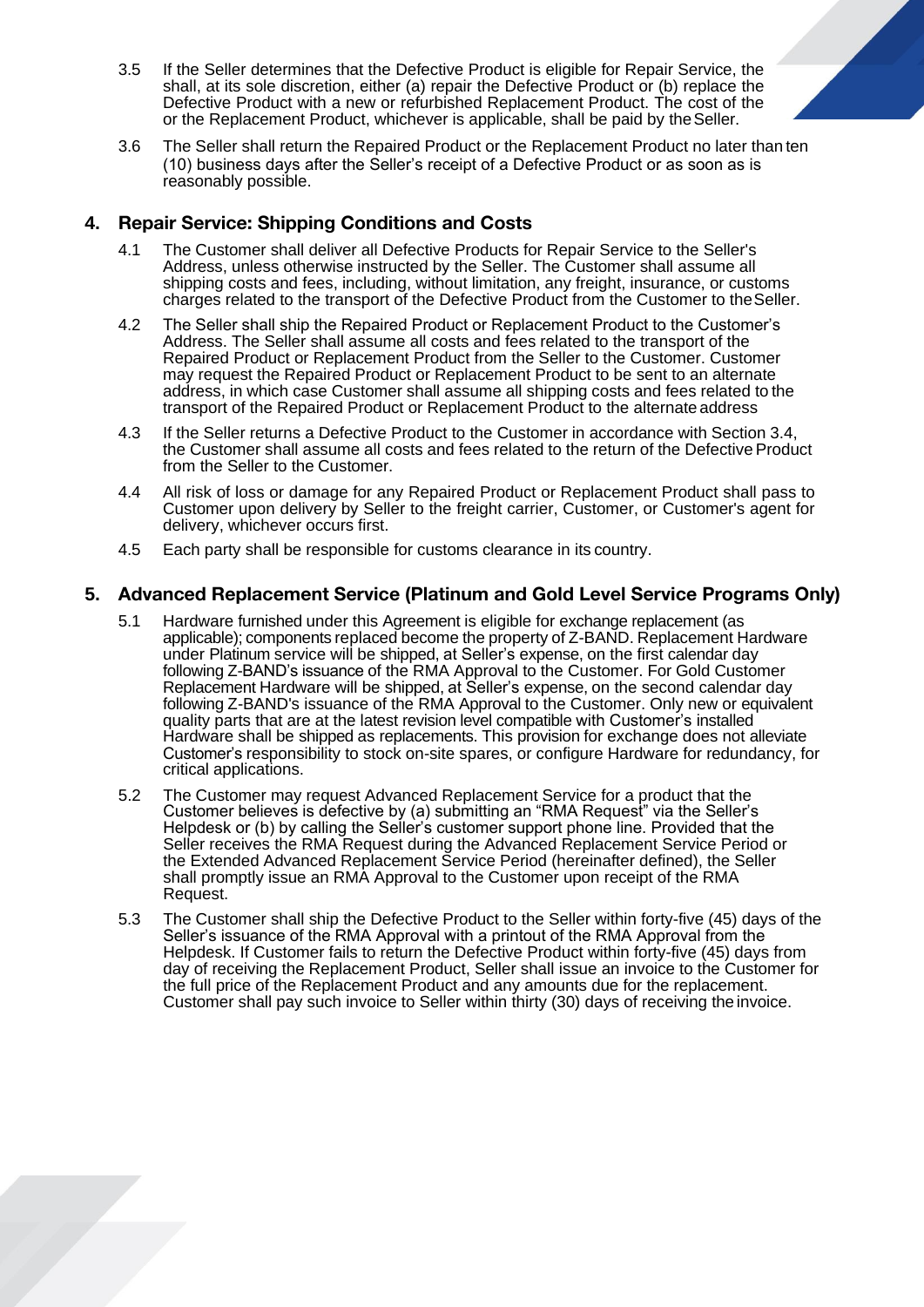3.5 If the Seller determines that the Defective Product is eligible for Repair Service, the shall, at its sole discretion, either (a) repair the Defective Product or (b) replace the Defective Product with a new or refurbished Replacement Product. The cost of the or the Replacement Product, whichever is applicable, shall be paid by the Seller.

3.6 The Seller shall return the Repaired Product or the Replacement Product no later than ten (10) business days after the Seller's receipt of a Defective Product or as soon as is reasonably possible.

## 4. Repair Service: Shipping Conditions and Costs

4.1 The Customer shall deliver all Defective Products for Repair Service to the Seller's Address, unless otherwise instructed by the Seller. The Customer shall assume all shipping costs and fees, including, without limitation, any freight, insurance, or customs charges related to the transport of the Defective Product from the Customer to the Seller.

4.2 The Seller shall ship the Repaired Product or Replacement Product to the Customer's Address. The Seller shall assume all costs and fees related to the transport of the Repaired Product or Replacement Product from the Seller to the Customer. Customer may request the Repaired Product or Replacement Product to be sent to an alternate address, in which case Customer shall assume all shipping costs and fees related to the transport of the Repaired Product or Replacement Product to the alternate address

4.3 If the Seller returns a Defective Product to the Customer in accordance with Section 3.4, the Customer shall assume all costs and fees related to the return of the Defective Product from the Seller to the Customer.

4.4 All risk of loss or damage for any Repaired Product or Replacement Product shall pass to Customer upon delivery by Seller to the freight carrier, Customer, or Customer's agent for delivery, whichever occurs first.

4.5 Each party shall be responsible for customs clearance in its country.

## 5. Advanced Replacement Service (Platinum and Gold Level Service Programs Only)

5.1 Hardware furnished under this Agreement is eligible for exchange replacement (as applicable); components replaced become the property of Z-BAND. Replacement Hardware under Platinum service will be shipped, at Seller's expense, on the first calendar day following Z-BAND's issuance of the RMA Approval to the Customer. For Gold Customer Replacement Hardware will be shipped, at Seller's expense, on the second calendar day following Z-BAND's issuance of the RMA Approval to the Customer. Only new or equivalent quality parts that are at the latest revision level compatible with Customer's installed Hardware shall be shipped as replacements. This provision for exchange does not alleviate Customer's responsibility to stock on-site spares, or configure Hardware for redundancy, for critical applications.

5.2 The Customer may request Advanced Replacement Service for a product that the Customer believes is defective by (a) submitting an "RMA Request" via the Seller's Helpdesk or (b) by calling the Seller's customer support phone line. Provided that the Seller receives the RMA Request during the Advanced Replacement Service Period or the Extended Advanced Replacement Service Period (hereinafter defined), the Seller shall promptly issue an RMA Approval to the Customer upon receipt of the RMA Request.

5.3 The Customer shall ship the Defective Product to the Seller within forty-five (45) days of the Seller's issuance of the RMA Approval with a printout of the RMA Approval from the Helpdesk. If Customer fails to return the Defective Product within forty-five (45) days from day of receiving the Replacement Product, Seller shall issue an invoice to the Customer for the full price of the Replacement Product and any amounts due for the replacement. Customer shall pay such invoice to Seller within thirty (30) days of receiving the invoice.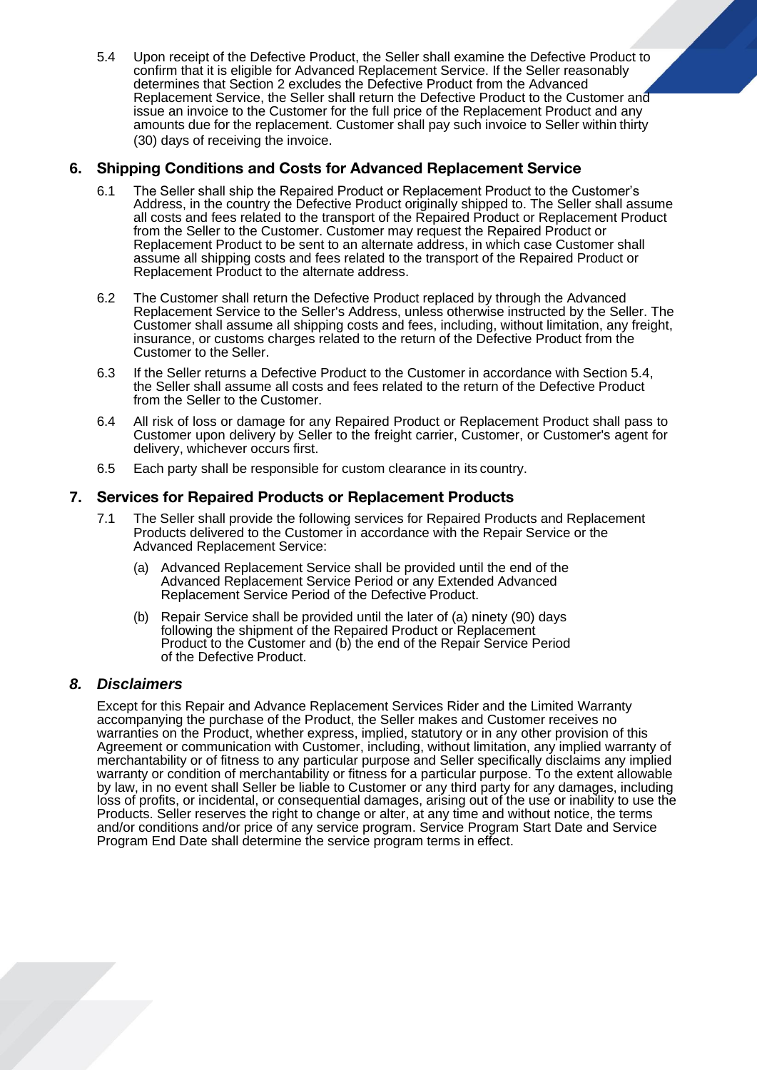5.4 Upon receipt of the Defective Product, the Seller shall examine the Defective Product to confirm that it is eligible for Advanced Replacement Service. If the Seller reasonably determines that Section 2 excludes the Defective Product from the Advanced Replacement Service, the Seller shall return the Defective Product to the Customer and issue an invoice to the Customer for the full price of the Replacement Product and any amounts due for the replacement. Customer shall pay such invoice to Seller within thirty (30) days of receiving the invoice.

## 6. Shipping Conditions and Costs for Advanced Replacement Service

6.1 The Seller shall ship the Repaired Product or Replacement Product to the Customer's Address, in the country the Defective Product originally shipped to. The Seller shall assume all costs and fees related to the transport of the Repaired Product or Replacement Product from the Seller to the Customer. Customer may request the Repaired Product or Replacement Product to be sent to an alternate address, in which case Customer shall assume all shipping costs and fees related to the transport of the Repaired Product or Replacement Product to the alternate address.

6.2 The Customer shall return the Defective Product replaced by through the Advanced Replacement Service to the Seller's Address, unless otherwise instructed by the Seller. The Customer shall assume all shipping costs and fees, including, without limitation, any freight, insurance, or customs charges related to the return of the Defective Product from the Customer to the Seller.

6.3 If the Seller returns a Defective Product to the Customer in accordance with Section 5.4, the Seller shall assume all costs and fees related to the return of the Defective Product from the Seller to the Customer.

6.4 All risk of loss or damage for any Repaired Product or Replacement Product shall pass to Customer upon delivery by Seller to the freight carrier, Customer, or Customer's agent for delivery, whichever occurs first.

6.5 Each party shall be responsible for custom clearance in its country.

## 7. Services for Repaired Products or Replacement Products

7.1 The Seller shall provide the following services for Repaired Products and Replacement Products delivered to the Customer in accordance with the Repair Service or the Advanced Replacement Service:

(a) Advanced Replacement Service shall be provided until the end of the Advanced Replacement Service Period or any Extended Advanced Replacement Service Period of the Defective Product.

(b) Repair Service shall be provided until the later of (a) ninety (90) days following the shipment of the Repaired Product or Replacement Product to the Customer and (b) the end of the Repair Service Period of the Defective Product.

## *8. Disclaimers*

Except for this Repair and Advance Replacement Services Rider and the Limited Warranty accompanying the purchase of the Product, the Seller makes and Customer receives no warranties on the Product, whether express, implied, statutory or in any other provision of this Agreement or communication with Customer, including, without limitation, any implied warranty of merchantability or of fitness to any particular purpose and Seller specifically disclaims any implied warranty or condition of merchantability or fitness for a particular purpose. To the extent allowable by law, in no event shall Seller be liable to Customer or any third party for any damages, including loss of profits, or incidental, or consequential damages, arising out of the use or inability to use the Products. Seller reserves the right to change or alter, at any time and without notice, the terms and/or conditions and/or price of any service program. Service Program Start Date and Service Program End Date shall determine the service program terms in effect.